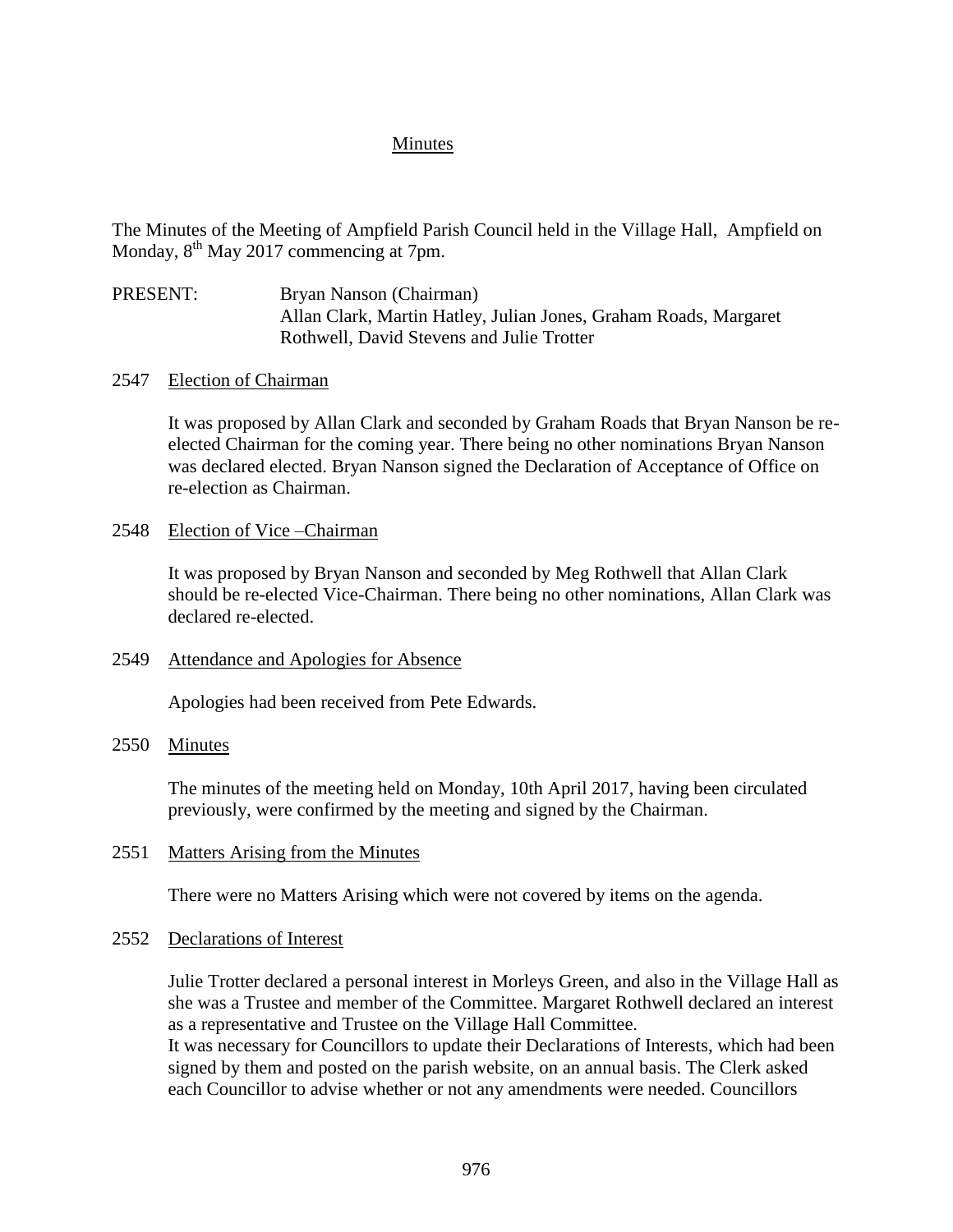# Minutes

The Minutes of the Meeting of Ampfield Parish Council held in the Village Hall, Ampfield on Monday, 8th May 2017 commencing at 7pm.

PRESENT: Bryan Nanson (Chairman)
Allan Clark, Martin Hatley, Julian Jones, Graham Roads, Margaret Rothwell, David Stevens and Julie Trotter

## 2547 Election of Chairman

It was proposed by Allan Clark and seconded by Graham Roads that Bryan Nanson be re-elected Chairman for the coming year. There being no other nominations Bryan Nanson was declared elected. Bryan Nanson signed the Declaration of Acceptance of Office on re-election as Chairman.

## 2548 Election of Vice –Chairman

It was proposed by Bryan Nanson and seconded by Meg Rothwell that Allan Clark should be re-elected Vice-Chairman. There being no other nominations, Allan Clark was declared re-elected.

## 2549 Attendance and Apologies for Absence

Apologies had been received from Pete Edwards.

## 2550 Minutes

The minutes of the meeting held on Monday, 10th April 2017, having been circulated previously, were confirmed by the meeting and signed by the Chairman.

## 2551 Matters Arising from the Minutes

There were no Matters Arising which were not covered by items on the agenda.

## 2552 Declarations of Interest

Julie Trotter declared a personal interest in Morleys Green, and also in the Village Hall as she was a Trustee and member of the Committee. Margaret Rothwell declared an interest as a representative and Trustee on the Village Hall Committee.
It was necessary for Councillors to update their Declarations of Interests, which had been signed by them and posted on the parish website, on an annual basis. The Clerk asked each Councillor to advise whether or not any amendments were needed. Councillors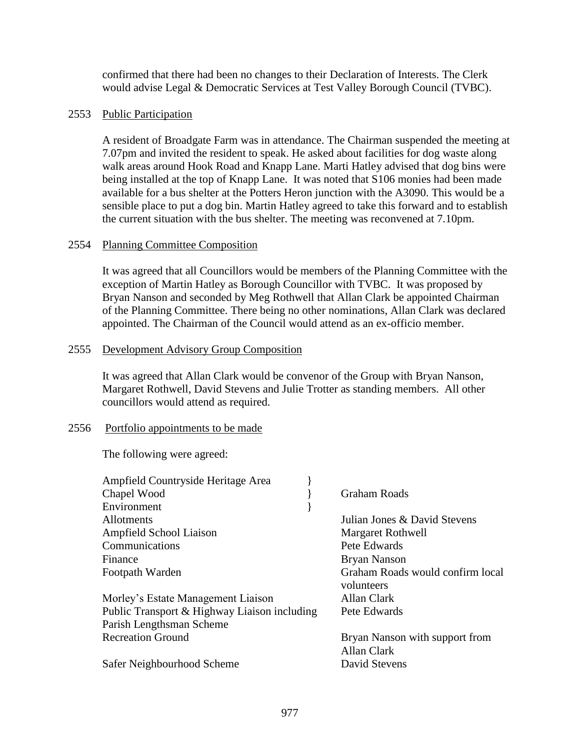confirmed that there had been no changes to their Declaration of Interests. The Clerk would advise Legal & Democratic Services at Test Valley Borough Council (TVBC).

2553 Public Participation

A resident of Broadgate Farm was in attendance. The Chairman suspended the meeting at 7.07pm and invited the resident to speak. He asked about facilities for dog waste along walk areas around Hook Road and Knapp Lane. Marti Hatley advised that dog bins were being installed at the top of Knapp Lane. It was noted that S106 monies had been made available for a bus shelter at the Potters Heron junction with the A3090. This would be a sensible place to put a dog bin. Martin Hatley agreed to take this forward and to establish the current situation with the bus shelter. The meeting was reconvened at 7.10pm.

2554 Planning Committee Composition

It was agreed that all Councillors would be members of the Planning Committee with the exception of Martin Hatley as Borough Councillor with TVBC. It was proposed by Bryan Nanson and seconded by Meg Rothwell that Allan Clark be appointed Chairman of the Planning Committee. There being no other nominations, Allan Clark was declared appointed. The Chairman of the Council would attend as an ex-officio member.

2555 Development Advisory Group Composition

It was agreed that Allan Clark would be convenor of the Group with Bryan Nanson, Margaret Rothwell, David Stevens and Julie Trotter as standing members. All other councillors would attend as required.

2556 Portfolio appointments to be made

The following were agreed:

| Portfolio | Appointment |
|---|---|
| Ampfield Countryside Heritage Area } | |
| Chapel Wood } | Graham Roads |
| Environment } | |
| Allotments | Julian Jones & David Stevens |
| Ampfield School Liaison | Margaret Rothwell |
| Communications | Pete Edwards |
| Finance | Bryan Nanson |
| Footpath Warden | Graham Roads would confirm local volunteers |
| Morley's Estate Management Liaison | Allan Clark |
| Public Transport & Highway Liaison including Parish Lengthsman Scheme | Pete Edwards |
| Recreation Ground | Bryan Nanson with support from Allan Clark |
| Safer Neighbourhood Scheme | David Stevens |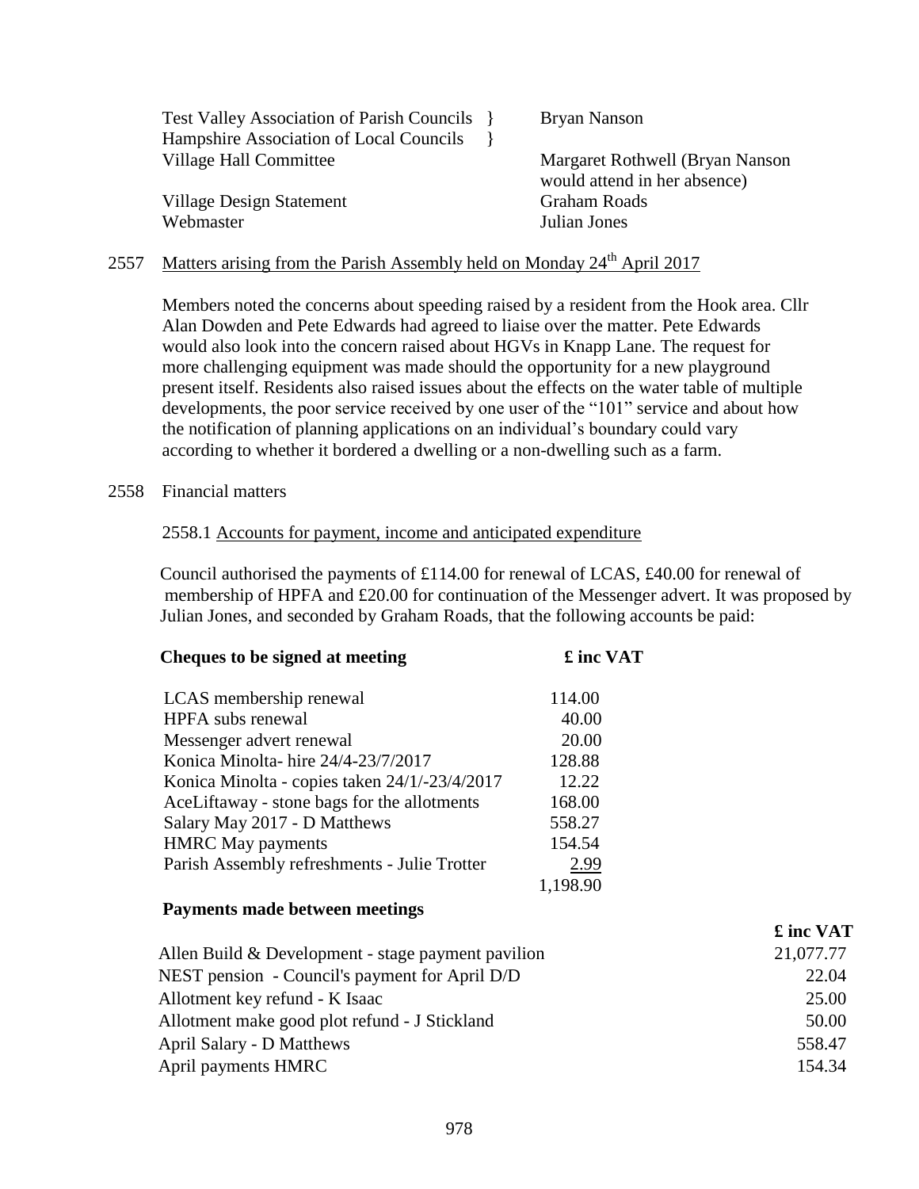| | |
|---|---|
| Test Valley Association of Parish Councils } | Bryan Nanson |
| Hampshire Association of Local Councils } | |
| Village Hall Committee | Margaret Rothwell (Bryan Nanson would attend in her absence) |
| Village Design Statement | Graham Roads |
| Webmaster | Julian Jones |

2557 Matters arising from the Parish Assembly held on Monday 24th April 2017

Members noted the concerns about speeding raised by a resident from the Hook area. Cllr Alan Dowden and Pete Edwards had agreed to liaise over the matter. Pete Edwards would also look into the concern raised about HGVs in Knapp Lane. The request for more challenging equipment was made should the opportunity for a new playground present itself. Residents also raised issues about the effects on the water table of multiple developments, the poor service received by one user of the "101" service and about how the notification of planning applications on an individual's boundary could vary according to whether it bordered a dwelling or a non-dwelling such as a farm.

2558 Financial matters

2558.1 Accounts for payment, income and anticipated expenditure

Council authorised the payments of £114.00 for renewal of LCAS, £40.00 for renewal of membership of HPFA and £20.00 for continuation of the Messenger advert. It was proposed by Julian Jones, and seconded by Graham Roads, that the following accounts be paid:

| **Cheques to be signed at meeting** | **£ inc VAT** |
|---|---|
| LCAS membership renewal | 114.00 |
| HPFA subs renewal | 40.00 |
| Messenger advert renewal | 20.00 |
| Konica Minolta- hire 24/4-23/7/2017 | 128.88 |
| Konica Minolta - copies taken 24/1/-23/4/2017 | 12.22 |
| AceLiftaway - stone bags for the allotments | 168.00 |
| Salary May 2017 - D Matthews | 558.27 |
| HMRC May payments | 154.54 |
| Parish Assembly refreshments - Julie Trotter | 2.99 |
| | 1,198.90 |

**Payments made between meetings**

| | **£ inc VAT** |
|---|---|
| Allen Build & Development - stage payment pavilion | 21,077.77 |
| NEST pension - Council's payment for April D/D | 22.04 |
| Allotment key refund - K Isaac | 25.00 |
| Allotment make good plot refund - J Stickland | 50.00 |
| April Salary - D Matthews | 558.47 |
| April payments HMRC | 154.34 |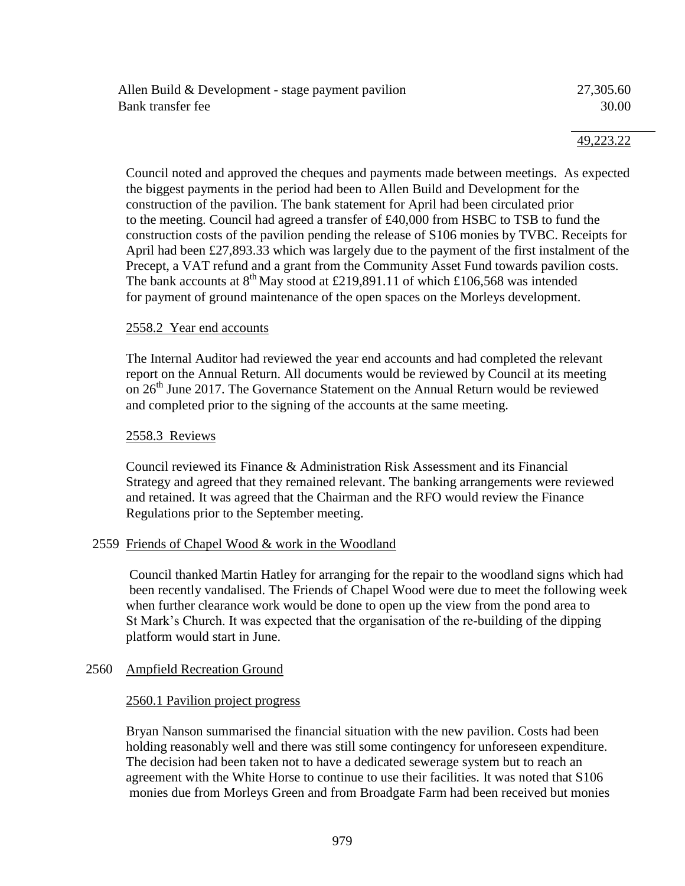| | |
|---|---:|
| Allen Build & Development - stage payment pavilion | 27,305.60 |
| Bank transfer fee | 30.00 |
| | 49,223.22 |

Council noted and approved the cheques and payments made between meetings. As expected the biggest payments in the period had been to Allen Build and Development for the construction of the pavilion. The bank statement for April had been circulated prior to the meeting. Council had agreed a transfer of £40,000 from HSBC to TSB to fund the construction costs of the pavilion pending the release of S106 monies by TVBC. Receipts for April had been £27,893.33 which was largely due to the payment of the first instalment of the Precept, a VAT refund and a grant from the Community Asset Fund towards pavilion costs. The bank accounts at 8th May stood at £219,891.11 of which £106,568 was intended for payment of ground maintenance of the open spaces on the Morleys development.

2558.2 Year end accounts

The Internal Auditor had reviewed the year end accounts and had completed the relevant report on the Annual Return. All documents would be reviewed by Council at its meeting on 26th June 2017. The Governance Statement on the Annual Return would be reviewed and completed prior to the signing of the accounts at the same meeting.

2558.3 Reviews

Council reviewed its Finance & Administration Risk Assessment and its Financial Strategy and agreed that they remained relevant. The banking arrangements were reviewed and retained. It was agreed that the Chairman and the RFO would review the Finance Regulations prior to the September meeting.

2559 Friends of Chapel Wood & work in the Woodland

Council thanked Martin Hatley for arranging for the repair to the woodland signs which had been recently vandalised. The Friends of Chapel Wood were due to meet the following week when further clearance work would be done to open up the view from the pond area to St Mark's Church. It was expected that the organisation of the re-building of the dipping platform would start in June.

2560 Ampfield Recreation Ground

2560.1 Pavilion project progress

Bryan Nanson summarised the financial situation with the new pavilion. Costs had been holding reasonably well and there was still some contingency for unforeseen expenditure. The decision had been taken not to have a dedicated sewerage system but to reach an agreement with the White Horse to continue to use their facilities. It was noted that S106 monies due from Morleys Green and from Broadgate Farm had been received but monies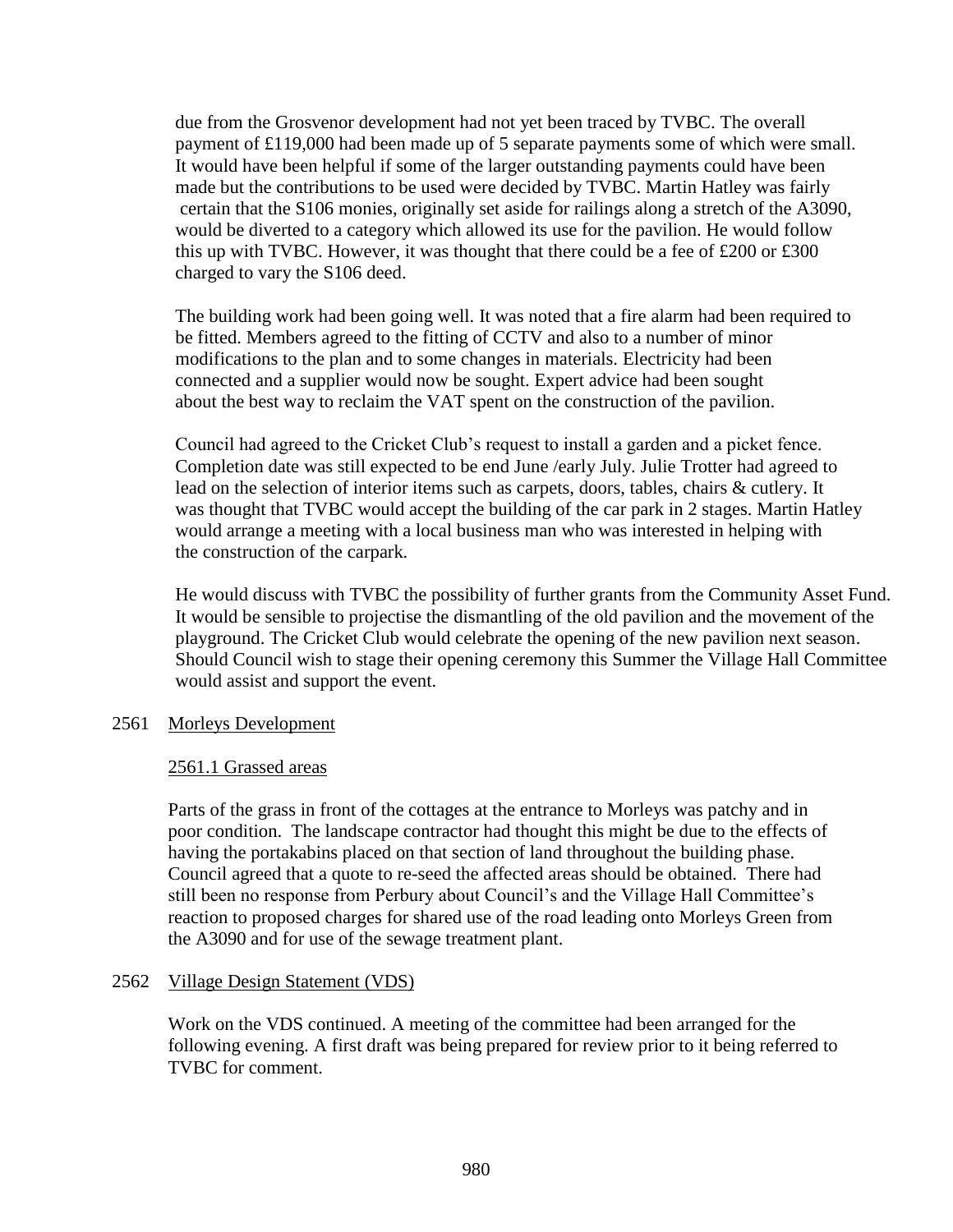due from the Grosvenor development had not yet been traced by TVBC. The overall payment of £119,000 had been made up of 5 separate payments some of which were small. It would have been helpful if some of the larger outstanding payments could have been made but the contributions to be used were decided by TVBC. Martin Hatley was fairly certain that the S106 monies, originally set aside for railings along a stretch of the A3090, would be diverted to a category which allowed its use for the pavilion. He would follow this up with TVBC. However, it was thought that there could be a fee of £200 or £300 charged to vary the S106 deed.

The building work had been going well. It was noted that a fire alarm had been required to be fitted. Members agreed to the fitting of CCTV and also to a number of minor modifications to the plan and to some changes in materials. Electricity had been connected and a supplier would now be sought. Expert advice had been sought about the best way to reclaim the VAT spent on the construction of the pavilion.

Council had agreed to the Cricket Club's request to install a garden and a picket fence. Completion date was still expected to be end June /early July. Julie Trotter had agreed to lead on the selection of interior items such as carpets, doors, tables, chairs & cutlery. It was thought that TVBC would accept the building of the car park in 2 stages. Martin Hatley would arrange a meeting with a local business man who was interested in helping with the construction of the carpark.

He would discuss with TVBC the possibility of further grants from the Community Asset Fund. It would be sensible to projectise the dismantling of the old pavilion and the movement of the playground. The Cricket Club would celebrate the opening of the new pavilion next season. Should Council wish to stage their opening ceremony this Summer the Village Hall Committee would assist and support the event.

2561 Morleys Development

2561.1 Grassed areas

Parts of the grass in front of the cottages at the entrance to Morleys was patchy and in poor condition. The landscape contractor had thought this might be due to the effects of having the portakabins placed on that section of land throughout the building phase. Council agreed that a quote to re-seed the affected areas should be obtained. There had still been no response from Perbury about Council's and the Village Hall Committee's reaction to proposed charges for shared use of the road leading onto Morleys Green from the A3090 and for use of the sewage treatment plant.

2562 Village Design Statement (VDS)

Work on the VDS continued. A meeting of the committee had been arranged for the following evening. A first draft was being prepared for review prior to it being referred to TVBC for comment.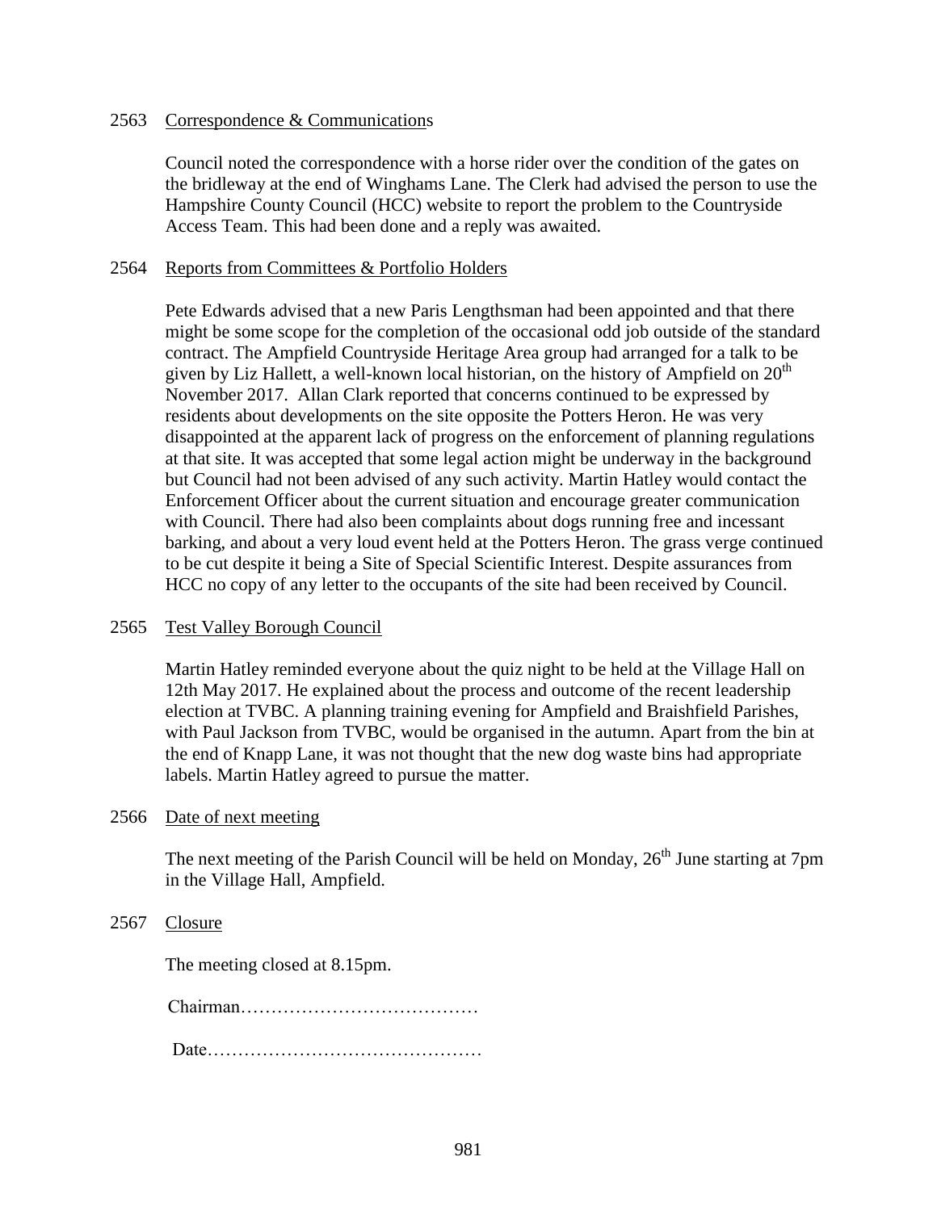2563 Correspondence & Communications

Council noted the correspondence with a horse rider over the condition of the gates on the bridleway at the end of Winghams Lane. The Clerk had advised the person to use the Hampshire County Council (HCC) website to report the problem to the Countryside Access Team. This had been done and a reply was awaited.

2564 Reports from Committees & Portfolio Holders

Pete Edwards advised that a new Paris Lengthsman had been appointed and that there might be some scope for the completion of the occasional odd job outside of the standard contract. The Ampfield Countryside Heritage Area group had arranged for a talk to be given by Liz Hallett, a well-known local historian, on the history of Ampfield on 20th November 2017. Allan Clark reported that concerns continued to be expressed by residents about developments on the site opposite the Potters Heron. He was very disappointed at the apparent lack of progress on the enforcement of planning regulations at that site. It was accepted that some legal action might be underway in the background but Council had not been advised of any such activity. Martin Hatley would contact the Enforcement Officer about the current situation and encourage greater communication with Council. There had also been complaints about dogs running free and incessant barking, and about a very loud event held at the Potters Heron. The grass verge continued to be cut despite it being a Site of Special Scientific Interest. Despite assurances from HCC no copy of any letter to the occupants of the site had been received by Council.

2565 Test Valley Borough Council

Martin Hatley reminded everyone about the quiz night to be held at the Village Hall on 12th May 2017. He explained about the process and outcome of the recent leadership election at TVBC. A planning training evening for Ampfield and Braishfield Parishes, with Paul Jackson from TVBC, would be organised in the autumn. Apart from the bin at the end of Knapp Lane, it was not thought that the new dog waste bins had appropriate labels. Martin Hatley agreed to pursue the matter.

2566 Date of next meeting

The next meeting of the Parish Council will be held on Monday, 26th June starting at 7pm in the Village Hall, Ampfield.

2567 Closure

The meeting closed at 8.15pm.

Chairman…………………………………

Date………………………………………